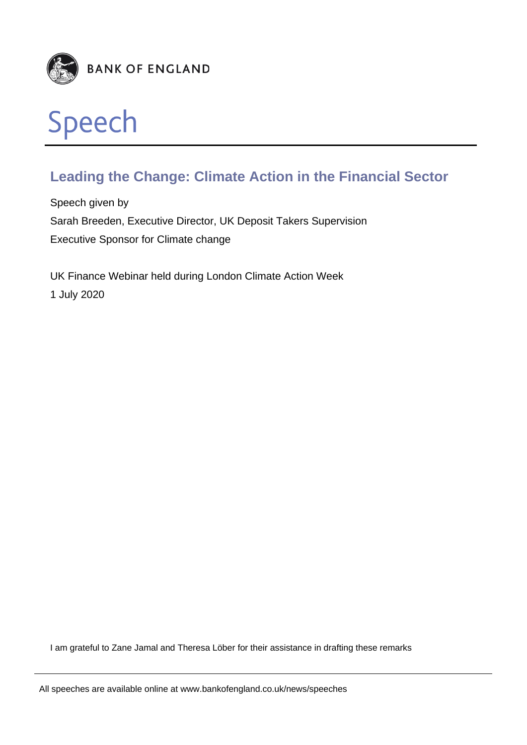BANK OF ENGLAND

# Speech

## Leading the Change: Climate Action in the Financial Sector

Speech given by

Sarah Breeden, Executive Director, UK Deposit Takers Supervision

Executive Sponsor for Climate change

UK Finance Webinar held during London Climate Action Week

1 July 2020

I am grateful to Zane Jamal and Theresa Löber for their assistance in drafting these remarks

All speeches are available online at www.bankofengland.co.uk/news/speeches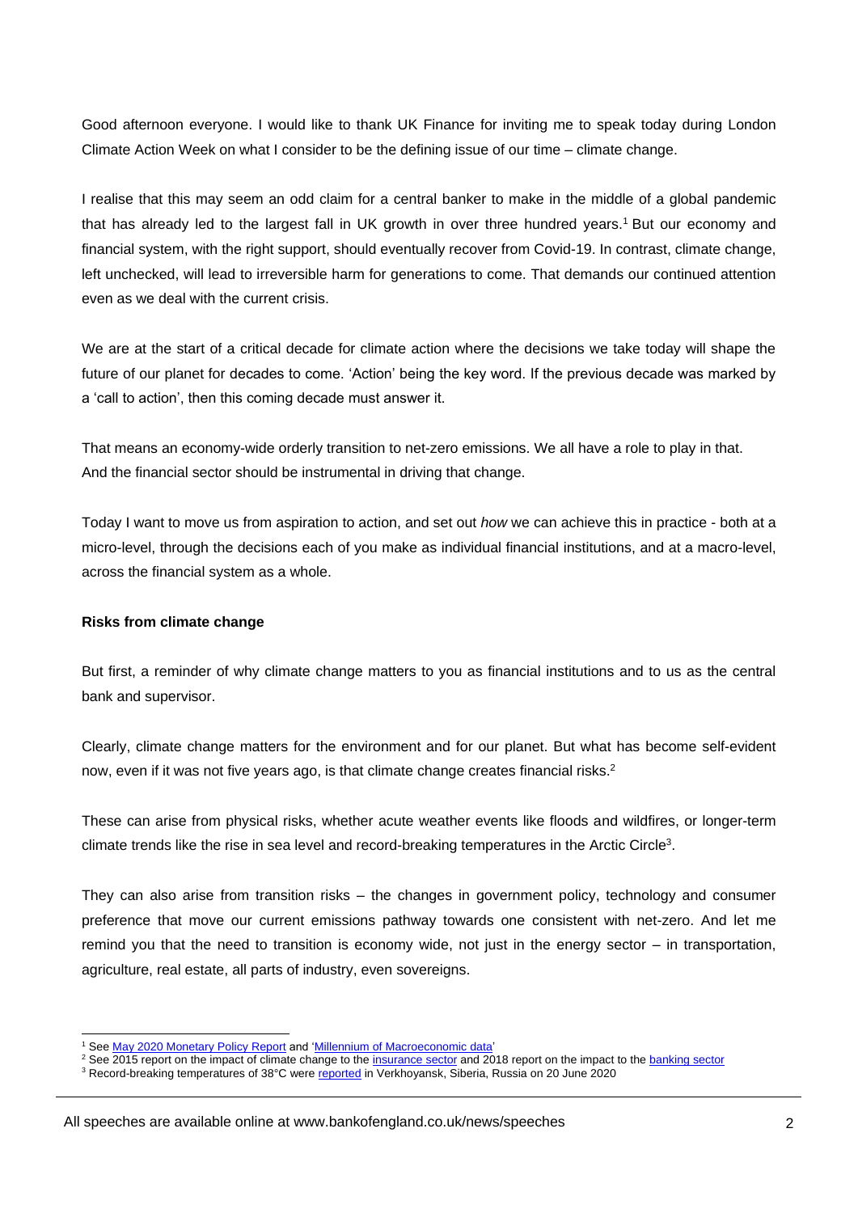Good afternoon everyone. I would like to thank UK Finance for inviting me to speak today during London Climate Action Week on what I consider to be the defining issue of our time – climate change.

I realise that this may seem an odd claim for a central banker to make in the middle of a global pandemic that has already led to the largest fall in UK growth in over three hundred years.[1] But our economy and financial system, with the right support, should eventually recover from Covid-19. In contrast, climate change, left unchecked, will lead to irreversible harm for generations to come. That demands our continued attention even as we deal with the current crisis.

We are at the start of a critical decade for climate action where the decisions we take today will shape the future of our planet for decades to come. 'Action' being the key word. If the previous decade was marked by a 'call to action', then this coming decade must answer it.

That means an economy-wide orderly transition to net-zero emissions. We all have a role to play in that. And the financial sector should be instrumental in driving that change.

Today I want to move us from aspiration to action, and set out *how* we can achieve this in practice - both at a micro-level, through the decisions each of you make as individual financial institutions, and at a macro-level, across the financial system as a whole.

**Risks from climate change**

But first, a reminder of why climate change matters to you as financial institutions and to us as the central bank and supervisor.

Clearly, climate change matters for the environment and for our planet. But what has become self-evident now, even if it was not five years ago, is that climate change creates financial risks.[2]

These can arise from physical risks, whether acute weather events like floods and wildfires, or longer-term climate trends like the rise in sea level and record-breaking temperatures in the Arctic Circle[3].

They can also arise from transition risks – the changes in government policy, technology and consumer preference that move our current emissions pathway towards one consistent with net-zero. And let me remind you that the need to transition is economy wide, not just in the energy sector – in transportation, agriculture, real estate, all parts of industry, even sovereigns.

[1] See May 2020 Monetary Policy Report and 'Millennium of Macroeconomic data'
[2] See 2015 report on the impact of climate change to the insurance sector and 2018 report on the impact to the banking sector
[3] Record-breaking temperatures of 38°C were reported in Verkhoyansk, Siberia, Russia on 20 June 2020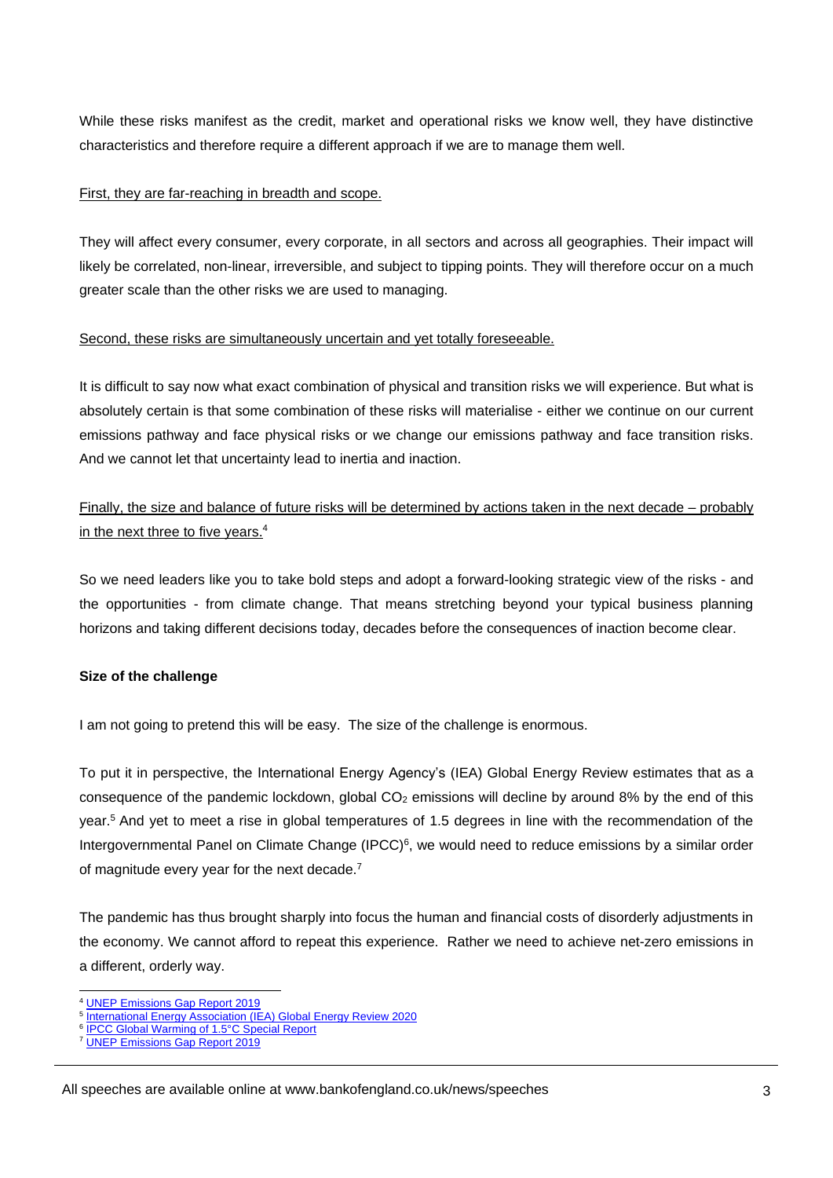While these risks manifest as the credit, market and operational risks we know well, they have distinctive characteristics and therefore require a different approach if we are to manage them well.

First, they are far-reaching in breadth and scope.

They will affect every consumer, every corporate, in all sectors and across all geographies. Their impact will likely be correlated, non-linear, irreversible, and subject to tipping points. They will therefore occur on a much greater scale than the other risks we are used to managing.

Second, these risks are simultaneously uncertain and yet totally foreseeable.

It is difficult to say now what exact combination of physical and transition risks we will experience. But what is absolutely certain is that some combination of these risks will materialise - either we continue on our current emissions pathway and face physical risks or we change our emissions pathway and face transition risks. And we cannot let that uncertainty lead to inertia and inaction.

Finally, the size and balance of future risks will be determined by actions taken in the next decade – probably in the next three to five years.[4]

So we need leaders like you to take bold steps and adopt a forward-looking strategic view of the risks - and the opportunities - from climate change. That means stretching beyond your typical business planning horizons and taking different decisions today, decades before the consequences of inaction become clear.

**Size of the challenge**

I am not going to pretend this will be easy. The size of the challenge is enormous.

To put it in perspective, the International Energy Agency's (IEA) Global Energy Review estimates that as a consequence of the pandemic lockdown, global $CO_2$ emissions will decline by around 8% by the end of this year.[5] And yet to meet a rise in global temperatures of 1.5 degrees in line with the recommendation of the Intergovernmental Panel on Climate Change (IPCC)[6], we would need to reduce emissions by a similar order of magnitude every year for the next decade.[7]

The pandemic has thus brought sharply into focus the human and financial costs of disorderly adjustments in the economy. We cannot afford to repeat this experience. Rather we need to achieve net-zero emissions in a different, orderly way.

[4] UNEP Emissions Gap Report 2019

[5] International Energy Association (IEA) Global Energy Review 2020

[6] IPCC Global Warming of 1.5°C Special Report

[7] UNEP Emissions Gap Report 2019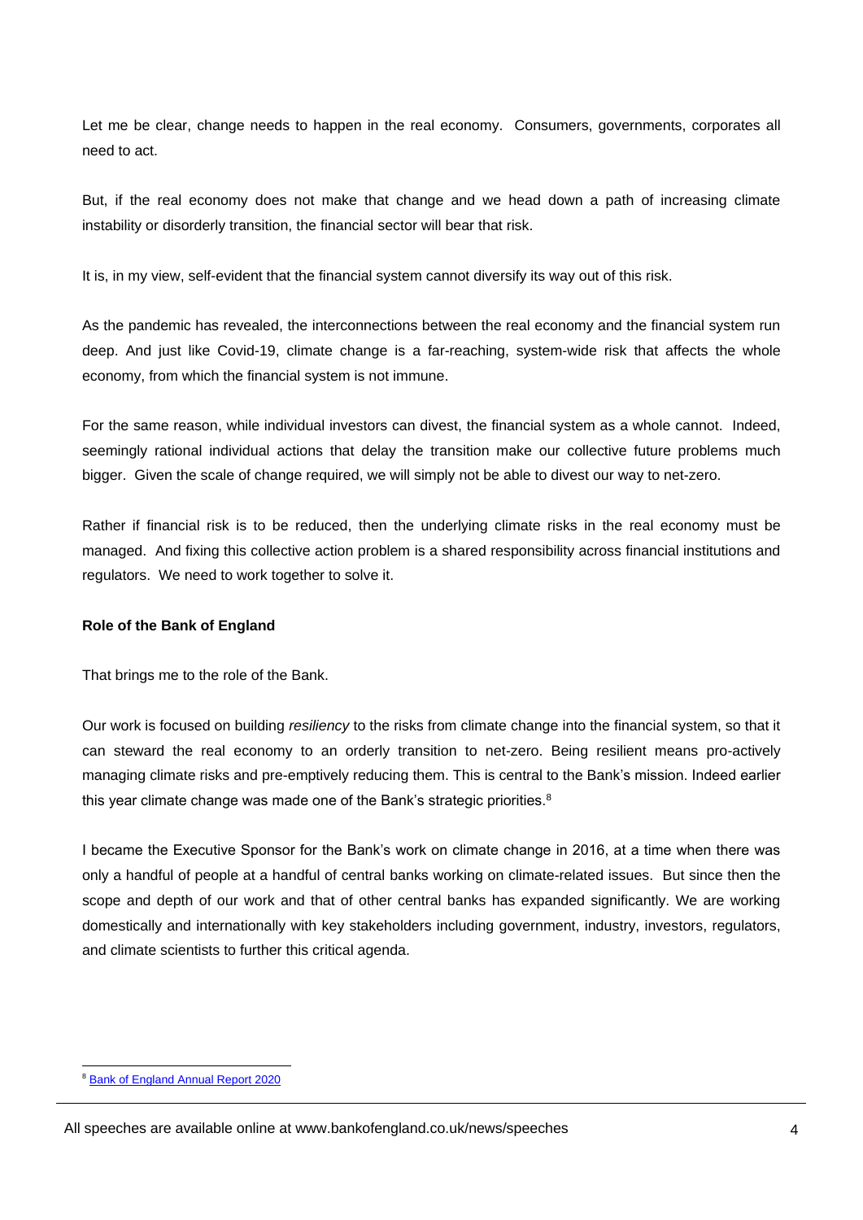Let me be clear, change needs to happen in the real economy. Consumers, governments, corporates all need to act.

But, if the real economy does not make that change and we head down a path of increasing climate instability or disorderly transition, the financial sector will bear that risk.

It is, in my view, self-evident that the financial system cannot diversify its way out of this risk.

As the pandemic has revealed, the interconnections between the real economy and the financial system run deep. And just like Covid-19, climate change is a far-reaching, system-wide risk that affects the whole economy, from which the financial system is not immune.

For the same reason, while individual investors can divest, the financial system as a whole cannot. Indeed, seemingly rational individual actions that delay the transition make our collective future problems much bigger. Given the scale of change required, we will simply not be able to divest our way to net-zero.

Rather if financial risk is to be reduced, then the underlying climate risks in the real economy must be managed. And fixing this collective action problem is a shared responsibility across financial institutions and regulators. We need to work together to solve it.

**Role of the Bank of England**

That brings me to the role of the Bank.

Our work is focused on building *resiliency* to the risks from climate change into the financial system, so that it can steward the real economy to an orderly transition to net-zero. Being resilient means pro-actively managing climate risks and pre-emptively reducing them. This is central to the Bank's mission. Indeed earlier this year climate change was made one of the Bank's strategic priorities.[8]

I became the Executive Sponsor for the Bank's work on climate change in 2016, at a time when there was only a handful of people at a handful of central banks working on climate-related issues. But since then the scope and depth of our work and that of other central banks has expanded significantly. We are working domestically and internationally with key stakeholders including government, industry, investors, regulators, and climate scientists to further this critical agenda.

---

[8] Bank of England Annual Report 2020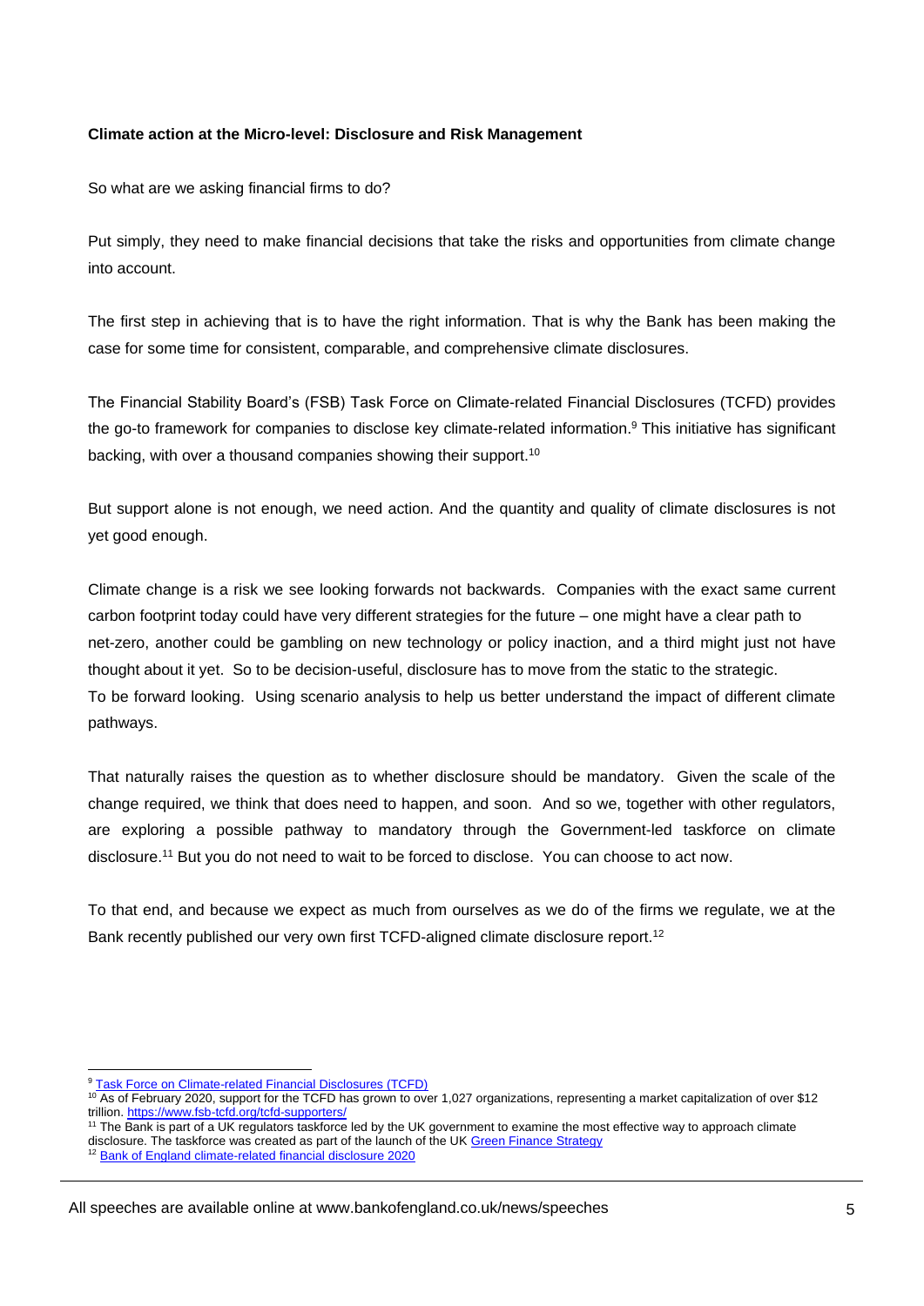**Climate action at the Micro-level: Disclosure and Risk Management**

So what are we asking financial firms to do?

Put simply, they need to make financial decisions that take the risks and opportunities from climate change into account.

The first step in achieving that is to have the right information. That is why the Bank has been making the case for some time for consistent, comparable, and comprehensive climate disclosures.

The Financial Stability Board's (FSB) Task Force on Climate-related Financial Disclosures (TCFD) provides the go-to framework for companies to disclose key climate-related information.[9] This initiative has significant backing, with over a thousand companies showing their support.[10]

But support alone is not enough, we need action. And the quantity and quality of climate disclosures is not yet good enough.

Climate change is a risk we see looking forwards not backwards. Companies with the exact same current carbon footprint today could have very different strategies for the future – one might have a clear path to net-zero, another could be gambling on new technology or policy inaction, and a third might just not have thought about it yet. So to be decision-useful, disclosure has to move from the static to the strategic. To be forward looking. Using scenario analysis to help us better understand the impact of different climate pathways.

That naturally raises the question as to whether disclosure should be mandatory. Given the scale of the change required, we think that does need to happen, and soon. And so we, together with other regulators, are exploring a possible pathway to mandatory through the Government-led taskforce on climate disclosure.[11] But you do not need to wait to be forced to disclose. You can choose to act now.

To that end, and because we expect as much from ourselves as we do of the firms we regulate, we at the Bank recently published our very own first TCFD-aligned climate disclosure report.[12]

---

[9] Task Force on Climate-related Financial Disclosures (TCFD)

[10] As of February 2020, support for the TCFD has grown to over 1,027 organizations, representing a market capitalization of over $12 trillion. https://www.fsb-tcfd.org/tcfd-supporters/

[11] The Bank is part of a UK regulators taskforce led by the UK government to examine the most effective way to approach climate disclosure. The taskforce was created as part of the launch of the UK Green Finance Strategy

[12] Bank of England climate-related financial disclosure 2020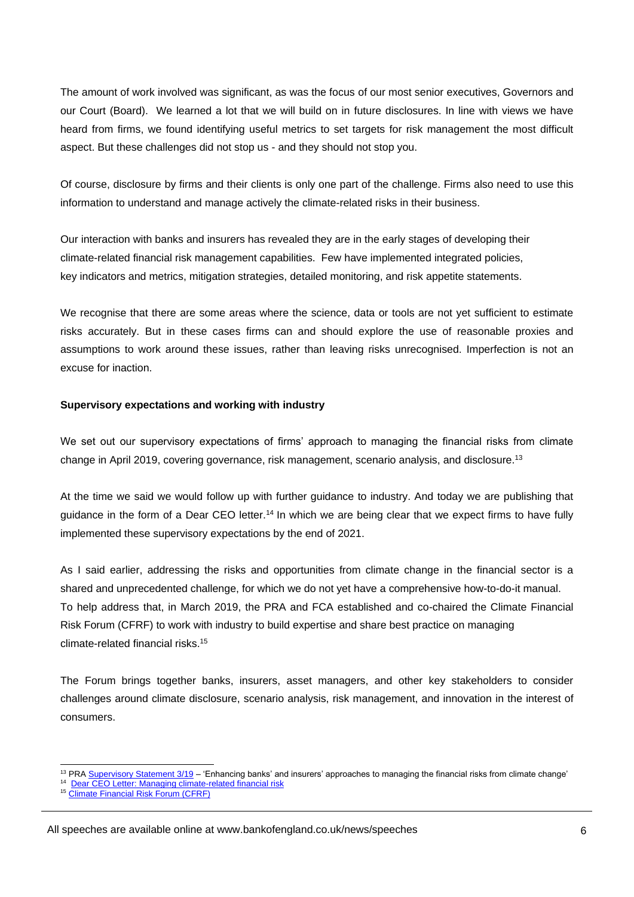The amount of work involved was significant, as was the focus of our most senior executives, Governors and our Court (Board). We learned a lot that we will build on in future disclosures. In line with views we have heard from firms, we found identifying useful metrics to set targets for risk management the most difficult aspect. But these challenges did not stop us - and they should not stop you.

Of course, disclosure by firms and their clients is only one part of the challenge. Firms also need to use this information to understand and manage actively the climate-related risks in their business.

Our interaction with banks and insurers has revealed they are in the early stages of developing their climate-related financial risk management capabilities. Few have implemented integrated policies, key indicators and metrics, mitigation strategies, detailed monitoring, and risk appetite statements.

We recognise that there are some areas where the science, data or tools are not yet sufficient to estimate risks accurately. But in these cases firms can and should explore the use of reasonable proxies and assumptions to work around these issues, rather than leaving risks unrecognised. Imperfection is not an excuse for inaction.

**Supervisory expectations and working with industry**

We set out our supervisory expectations of firms' approach to managing the financial risks from climate change in April 2019, covering governance, risk management, scenario analysis, and disclosure.[13]

At the time we said we would follow up with further guidance to industry. And today we are publishing that guidance in the form of a Dear CEO letter.[14] In which we are being clear that we expect firms to have fully implemented these supervisory expectations by the end of 2021.

As I said earlier, addressing the risks and opportunities from climate change in the financial sector is a shared and unprecedented challenge, for which we do not yet have a comprehensive how-to-do-it manual. To help address that, in March 2019, the PRA and FCA established and co-chaired the Climate Financial Risk Forum (CFRF) to work with industry to build expertise and share best practice on managing climate-related financial risks.[15]

The Forum brings together banks, insurers, asset managers, and other key stakeholders to consider challenges around climate disclosure, scenario analysis, risk management, and innovation in the interest of consumers.

---

[13] PRA Supervisory Statement 3/19 – 'Enhancing banks' and insurers' approaches to managing the financial risks from climate change'

[14] Dear CEO Letter: Managing climate-related financial risk

[15] Climate Financial Risk Forum (CFRF)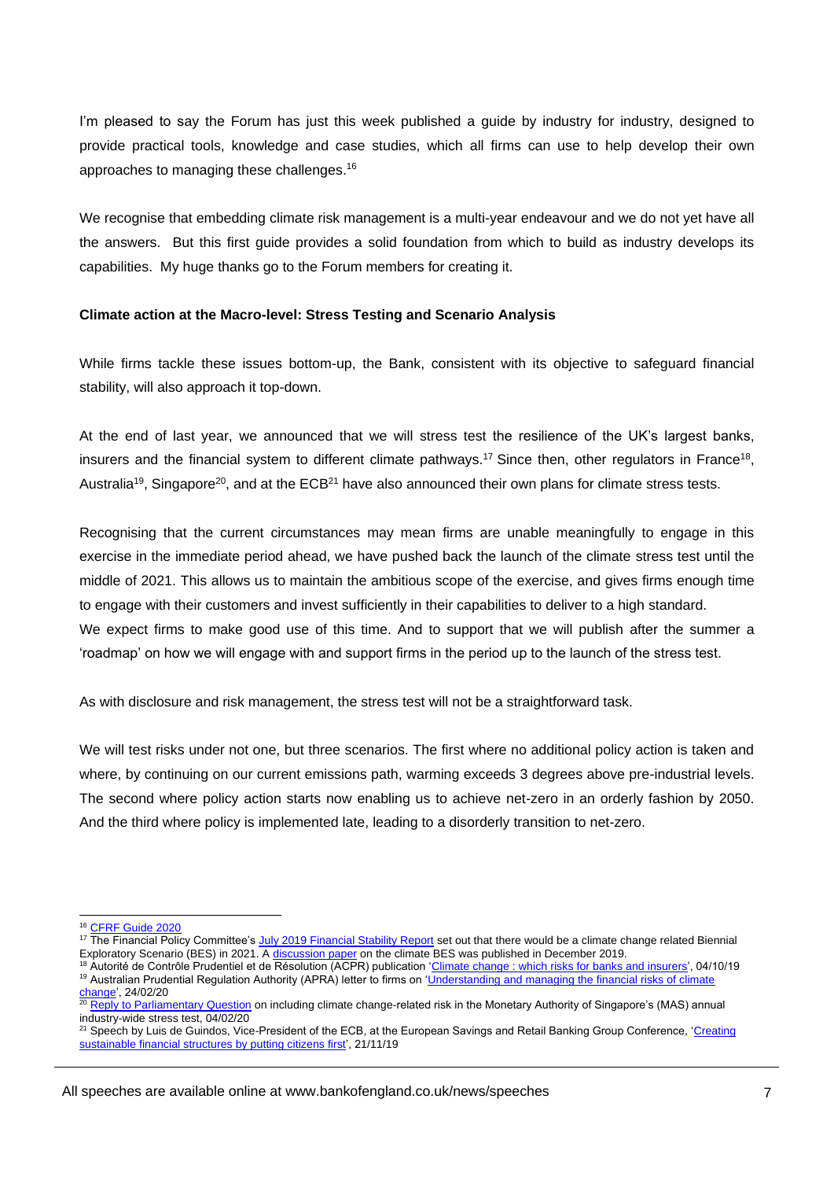I'm pleased to say the Forum has just this week published a guide by industry for industry, designed to provide practical tools, knowledge and case studies, which all firms can use to help develop their own approaches to managing these challenges.[16]

We recognise that embedding climate risk management is a multi-year endeavour and we do not yet have all the answers. But this first guide provides a solid foundation from which to build as industry develops its capabilities. My huge thanks go to the Forum members for creating it.

**Climate action at the Macro-level: Stress Testing and Scenario Analysis**

While firms tackle these issues bottom-up, the Bank, consistent with its objective to safeguard financial stability, will also approach it top-down.

At the end of last year, we announced that we will stress test the resilience of the UK's largest banks, insurers and the financial system to different climate pathways.[17] Since then, other regulators in France[18], Australia[19], Singapore[20], and at the ECB[21] have also announced their own plans for climate stress tests.

Recognising that the current circumstances may mean firms are unable meaningfully to engage in this exercise in the immediate period ahead, we have pushed back the launch of the climate stress test until the middle of 2021. This allows us to maintain the ambitious scope of the exercise, and gives firms enough time to engage with their customers and invest sufficiently in their capabilities to deliver to a high standard.
We expect firms to make good use of this time. And to support that we will publish after the summer a 'roadmap' on how we will engage with and support firms in the period up to the launch of the stress test.

As with disclosure and risk management, the stress test will not be a straightforward task.

We will test risks under not one, but three scenarios. The first where no additional policy action is taken and where, by continuing on our current emissions path, warming exceeds 3 degrees above pre-industrial levels. The second where policy action starts now enabling us to achieve net-zero in an orderly fashion by 2050. And the third where policy is implemented late, leading to a disorderly transition to net-zero.

---

[16] CFRF Guide 2020

[17] The Financial Policy Committee's July 2019 Financial Stability Report set out that there would be a climate change related Biennial Exploratory Scenario (BES) in 2021. A discussion paper on the climate BES was published in December 2019.

[18] Autorité de Contrôle Prudentiel et de Résolution (ACPR) publication 'Climate change : which risks for banks and insurers', 04/10/19

[19] Australian Prudential Regulation Authority (APRA) letter to firms on 'Understanding and managing the financial risks of climate change', 24/02/20

[20] Reply to Parliamentary Question on including climate change-related risk in the Monetary Authority of Singapore's (MAS) annual industry-wide stress test, 04/02/20

[21] Speech by Luis de Guindos, Vice-President of the ECB, at the European Savings and Retail Banking Group Conference, 'Creating sustainable financial structures by putting citizens first', 21/11/19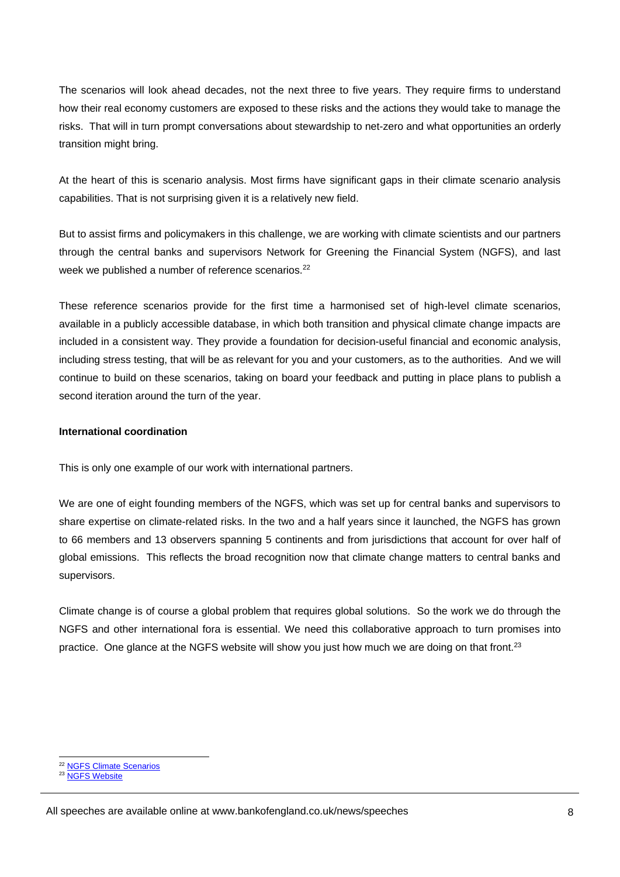The scenarios will look ahead decades, not the next three to five years. They require firms to understand how their real economy customers are exposed to these risks and the actions they would take to manage the risks. That will in turn prompt conversations about stewardship to net-zero and what opportunities an orderly transition might bring.

At the heart of this is scenario analysis. Most firms have significant gaps in their climate scenario analysis capabilities. That is not surprising given it is a relatively new field.

But to assist firms and policymakers in this challenge, we are working with climate scientists and our partners through the central banks and supervisors Network for Greening the Financial System (NGFS), and last week we published a number of reference scenarios.[22]

These reference scenarios provide for the first time a harmonised set of high-level climate scenarios, available in a publicly accessible database, in which both transition and physical climate change impacts are included in a consistent way. They provide a foundation for decision-useful financial and economic analysis, including stress testing, that will be as relevant for you and your customers, as to the authorities. And we will continue to build on these scenarios, taking on board your feedback and putting in place plans to publish a second iteration around the turn of the year.

**International coordination**

This is only one example of our work with international partners.

We are one of eight founding members of the NGFS, which was set up for central banks and supervisors to share expertise on climate-related risks. In the two and a half years since it launched, the NGFS has grown to 66 members and 13 observers spanning 5 continents and from jurisdictions that account for over half of global emissions. This reflects the broad recognition now that climate change matters to central banks and supervisors.

Climate change is of course a global problem that requires global solutions. So the work we do through the NGFS and other international fora is essential. We need this collaborative approach to turn promises into practice. One glance at the NGFS website will show you just how much we are doing on that front.[23]

[22] NGFS Climate Scenarios
[23] NGFS Website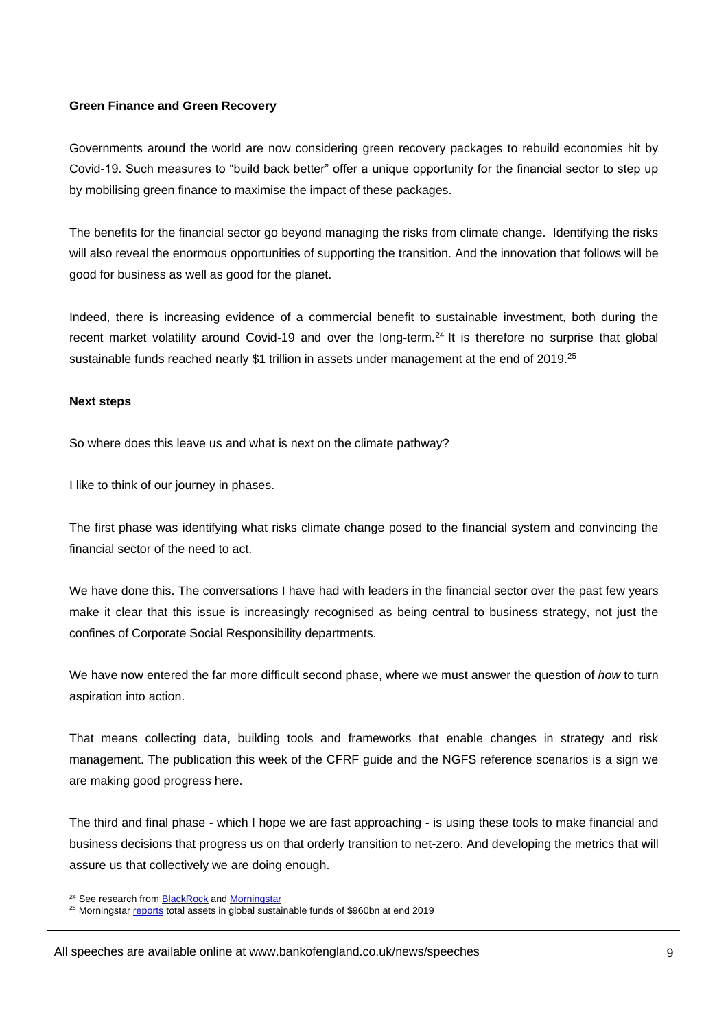**Green Finance and Green Recovery**

Governments around the world are now considering green recovery packages to rebuild economies hit by Covid-19. Such measures to "build back better" offer a unique opportunity for the financial sector to step up by mobilising green finance to maximise the impact of these packages.

The benefits for the financial sector go beyond managing the risks from climate change. Identifying the risks will also reveal the enormous opportunities of supporting the transition. And the innovation that follows will be good for business as well as good for the planet.

Indeed, there is increasing evidence of a commercial benefit to sustainable investment, both during the recent market volatility around Covid-19 and over the long-term.[24] It is therefore no surprise that global sustainable funds reached nearly $1 trillion in assets under management at the end of 2019.[25]

**Next steps**

So where does this leave us and what is next on the climate pathway?

I like to think of our journey in phases.

The first phase was identifying what risks climate change posed to the financial system and convincing the financial sector of the need to act.

We have done this. The conversations I have had with leaders in the financial sector over the past few years make it clear that this issue is increasingly recognised as being central to business strategy, not just the confines of Corporate Social Responsibility departments.

We have now entered the far more difficult second phase, where we must answer the question of *how* to turn aspiration into action.

That means collecting data, building tools and frameworks that enable changes in strategy and risk management. The publication this week of the CFRF guide and the NGFS reference scenarios is a sign we are making good progress here.

The third and final phase - which I hope we are fast approaching - is using these tools to make financial and business decisions that progress us on that orderly transition to net-zero. And developing the metrics that will assure us that collectively we are doing enough.

---

[24] See research from BlackRock and Morningstar

[25] Morningstar reports total assets in global sustainable funds of $960bn at end 2019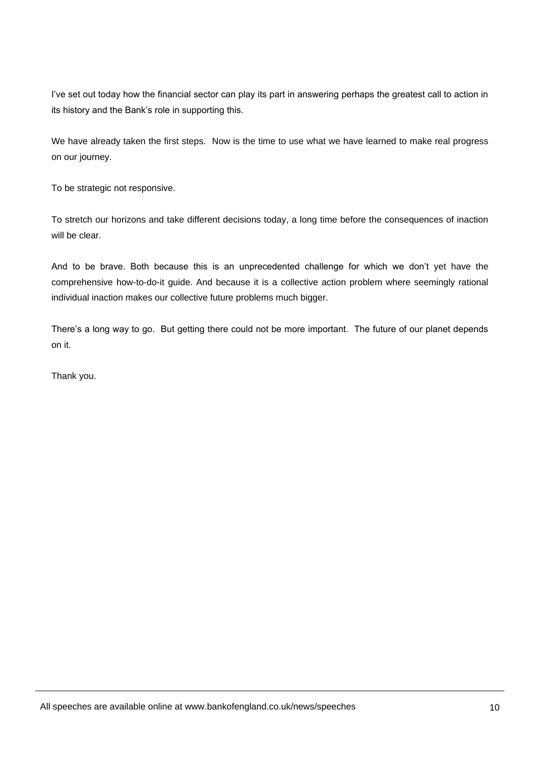I've set out today how the financial sector can play its part in answering perhaps the greatest call to action in its history and the Bank's role in supporting this.

We have already taken the first steps. Now is the time to use what we have learned to make real progress on our journey.

To be strategic not responsive.

To stretch our horizons and take different decisions today, a long time before the consequences of inaction will be clear.

And to be brave. Both because this is an unprecedented challenge for which we don't yet have the comprehensive how-to-do-it guide. And because it is a collective action problem where seemingly rational individual inaction makes our collective future problems much bigger.

There's a long way to go. But getting there could not be more important. The future of our planet depends on it.

Thank you.